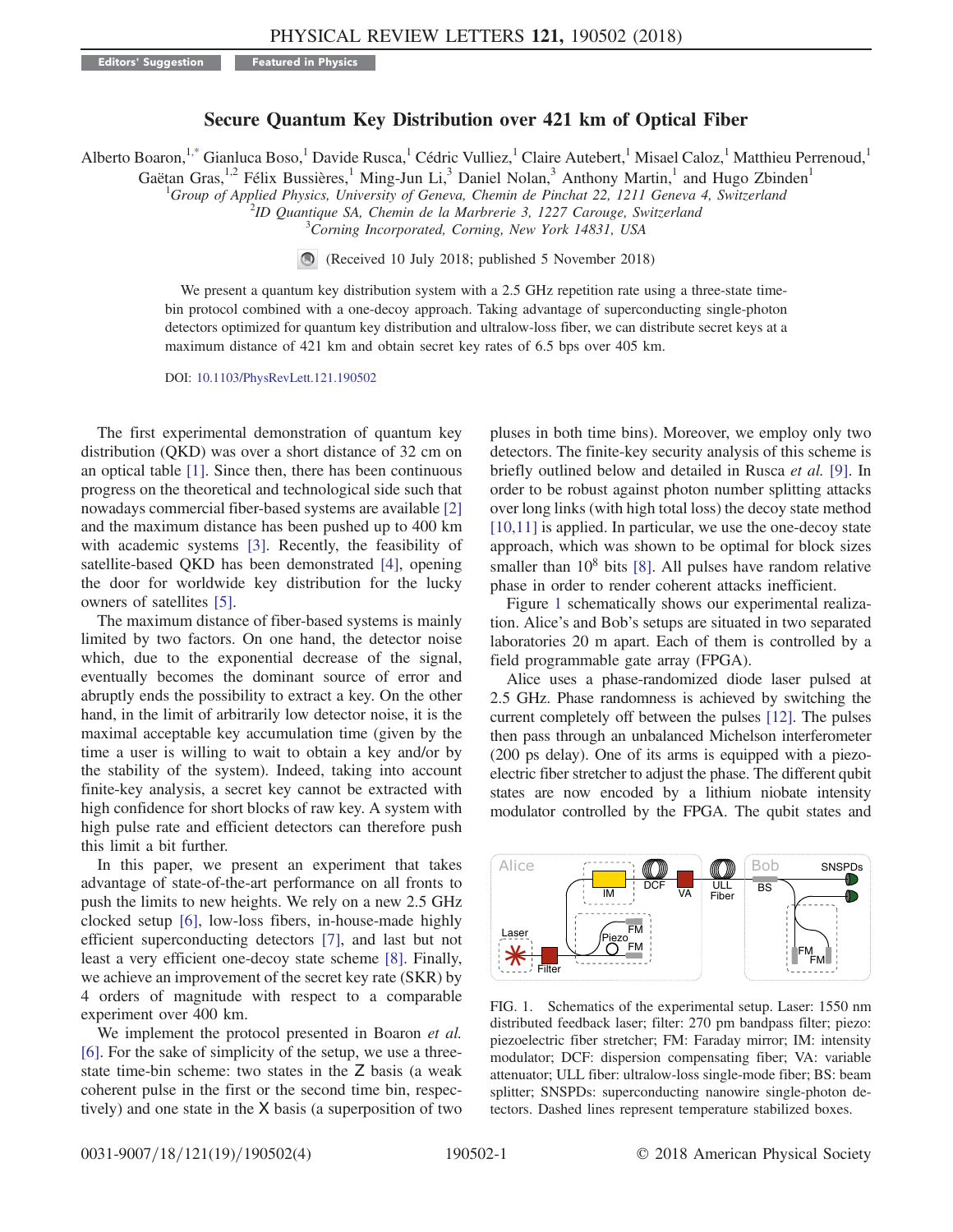Editors' Suggestion    Featured in Physics

# Secure Quantum Key Distribution over 421 km of Optical Fiber

Alberto Boaron,[1,*] Gianluca Boso,[1] Davide Rusca,[1] Cédric Vulliez,[1] Claire Autebert,[1] Misael Caloz,[1] Matthieu Perrenoud,[1] Gaëtan Gras,[1,2] Félix Bussières,[1] Ming-Jun Li,[3] Daniel Nolan,[3] Anthony Martin,[1] and Hugo Zbinden[1]

[1]*Group of Applied Physics, University of Geneva, Chemin de Pinchat 22, 1211 Geneva 4, Switzerland*
[2]*ID Quantique SA, Chemin de la Marbrerie 3, 1227 Carouge, Switzerland*
[3]*Corning Incorporated, Corning, New York 14831, USA*

(Received 10 July 2018; published 5 November 2018)

We present a quantum key distribution system with a 2.5 GHz repetition rate using a three-state time-bin protocol combined with a one-decoy approach. Taking advantage of superconducting single-photon detectors optimized for quantum key distribution and ultralow-loss fiber, we can distribute secret keys at a maximum distance of 421 km and obtain secret key rates of 6.5 bps over 405 km.

DOI: 10.1103/PhysRevLett.121.190502

The first experimental demonstration of quantum key distribution (QKD) was over a short distance of 32 cm on an optical table [1]. Since then, there has been continuous progress on the theoretical and technological side such that nowadays commercial fiber-based systems are available [2] and the maximum distance has been pushed up to 400 km with academic systems [3]. Recently, the feasibility of satellite-based QKD has been demonstrated [4], opening the door for worldwide key distribution for the lucky owners of satellites [5].

The maximum distance of fiber-based systems is mainly limited by two factors. On one hand, the detector noise which, due to the exponential decrease of the signal, eventually becomes the dominant source of error and abruptly ends the possibility to extract a key. On the other hand, in the limit of arbitrarily low detector noise, it is the maximal acceptable key accumulation time (given by the time a user is willing to wait to obtain a key and/or by the stability of the system). Indeed, taking into account finite-key analysis, a secret key cannot be extracted with high confidence for short blocks of raw key. A system with high pulse rate and efficient detectors can therefore push this limit a bit further.

In this paper, we present an experiment that takes advantage of state-of-the-art performance on all fronts to push the limits to new heights. We rely on a new 2.5 GHz clocked setup [6], low-loss fibers, in-house-made highly efficient superconducting detectors [7], and last but not least a very efficient one-decoy state scheme [8]. Finally, we achieve an improvement of the secret key rate (SKR) by 4 orders of magnitude with respect to a comparable experiment over 400 km.

We implement the protocol presented in Boaron *et al.* [6]. For the sake of simplicity of the setup, we use a three-state time-bin scheme: two states in the Z basis (a weak coherent pulse in the first or the second time bin, respectively) and one state in the X basis (a superposition of two pluses in both time bins). Moreover, we employ only two detectors. The finite-key security analysis of this scheme is briefly outlined below and detailed in Rusca *et al.* [9]. In order to be robust against photon number splitting attacks over long links (with high total loss) the decoy state method [10,11] is applied. In particular, we use the one-decoy state approach, which was shown to be optimal for block sizes smaller than $10^8$ bits [8]. All pulses have random relative phase in order to render coherent attacks inefficient.

Figure 1 schematically shows our experimental realization. Alice's and Bob's setups are situated in two separated laboratories 20 m apart. Each of them is controlled by a field programmable gate array (FPGA).

Alice uses a phase-randomized diode laser pulsed at 2.5 GHz. Phase randomness is achieved by switching the current completely off between the pulses [12]. The pulses then pass through an unbalanced Michelson interferometer (200 ps delay). One of its arms is equipped with a piezoelectric fiber stretcher to adjust the phase. The different qubit states are now encoded by a lithium niobate intensity modulator controlled by the FPGA. The qubit states and

FIG. 1. Schematics of the experimental setup. Laser: 1550 nm distributed feedback laser; filter: 270 pm bandpass filter; piezo: piezoelectric fiber stretcher; FM: Faraday mirror; IM: intensity modulator; DCF: dispersion compensating fiber; VA: variable attenuator; ULL fiber: ultralow-loss single-mode fiber; BS: beam splitter; SNSPDs: superconducting nanowire single-photon detectors. Dashed lines represent temperature stabilized boxes.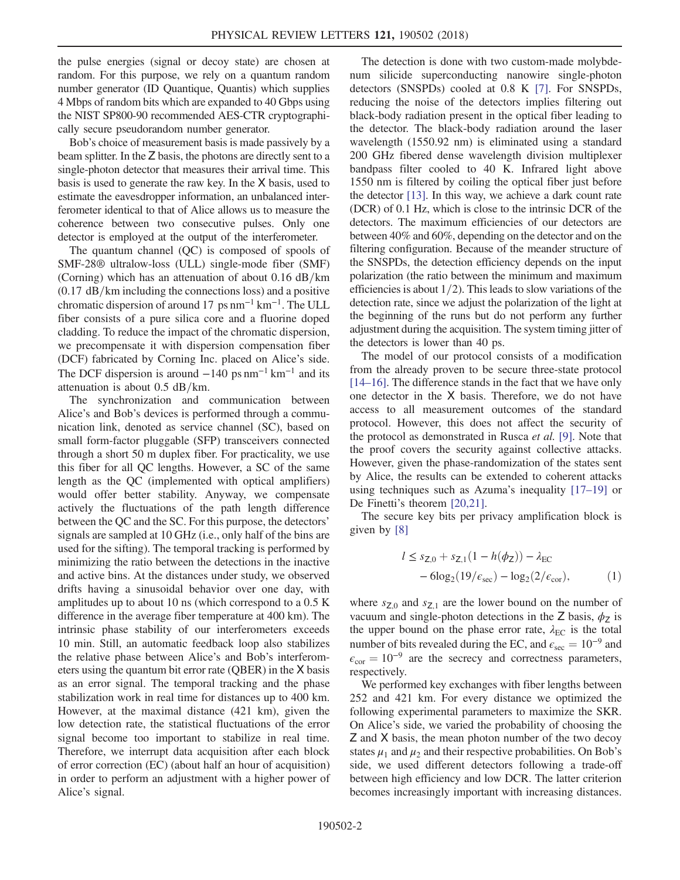the pulse energies (signal or decoy state) are chosen at random. For this purpose, we rely on a quantum random number generator (ID Quantique, Quantis) which supplies 4 Mbps of random bits which are expanded to 40 Gbps using the NIST SP800-90 recommended AES-CTR cryptographically secure pseudorandom number generator.

Bob's choice of measurement basis is made passively by a beam splitter. In the Z basis, the photons are directly sent to a single-photon detector that measures their arrival time. This basis is used to generate the raw key. In the X basis, used to estimate the eavesdropper information, an unbalanced interferometer identical to that of Alice allows us to measure the coherence between two consecutive pulses. Only one detector is employed at the output of the interferometer.

The quantum channel (QC) is composed of spools of SMF-28® ultralow-loss (ULL) single-mode fiber (SMF) (Corning) which has an attenuation of about 0.16 dB/km (0.17 dB/km including the connections loss) and a positive chromatic dispersion of around 17 $\mathrm{ps\,nm^{-1}\,km^{-1}}$. The ULL fiber consists of a pure silica core and a fluorine doped cladding. To reduce the impact of the chromatic dispersion, we precompensate it with dispersion compensation fiber (DCF) fabricated by Corning Inc. placed on Alice's side. The DCF dispersion is around $-140$ $\mathrm{ps\,nm^{-1}\,km^{-1}}$ and its attenuation is about 0.5 dB/km.

The synchronization and communication between Alice's and Bob's devices is performed through a communication link, denoted as service channel (SC), based on small form-factor pluggable (SFP) transceivers connected through a short 50 m duplex fiber. For practicality, we use this fiber for all QC lengths. However, a SC of the same length as the QC (implemented with optical amplifiers) would offer better stability. Anyway, we compensate actively the fluctuations of the path length difference between the QC and the SC. For this purpose, the detectors' signals are sampled at 10 GHz (i.e., only half of the bins are used for the sifting). The temporal tracking is performed by minimizing the ratio between the detections in the inactive and active bins. At the distances under study, we observed drifts having a sinusoidal behavior over one day, with amplitudes up to about 10 ns (which correspond to a 0.5 K difference in the average fiber temperature at 400 km). The intrinsic phase stability of our interferometers exceeds 10 min. Still, an automatic feedback loop also stabilizes the relative phase between Alice's and Bob's interferometers using the quantum bit error rate (QBER) in the X basis as an error signal. The temporal tracking and the phase stabilization work in real time for distances up to 400 km. However, at the maximal distance (421 km), given the low detection rate, the statistical fluctuations of the error signal become too important to stabilize in real time. Therefore, we interrupt data acquisition after each block of error correction (EC) (about half an hour of acquisition) in order to perform an adjustment with a higher power of Alice's signal.

The detection is done with two custom-made molybdenum silicide superconducting nanowire single-photon detectors (SNSPDs) cooled at 0.8 K [7]. For SNSPDs, reducing the noise of the detectors implies filtering out black-body radiation present in the optical fiber leading to the detector. The black-body radiation around the laser wavelength (1550.92 nm) is eliminated using a standard 200 GHz fibered dense wavelength division multiplexer bandpass filter cooled to 40 K. Infrared light above 1550 nm is filtered by coiling the optical fiber just before the detector [13]. In this way, we achieve a dark count rate (DCR) of 0.1 Hz, which is close to the intrinsic DCR of the detectors. The maximum efficiencies of our detectors are between 40% and 60%, depending on the detector and on the filtering configuration. Because of the meander structure of the SNSPDs, the detection efficiency depends on the input polarization (the ratio between the minimum and maximum efficiencies is about 1/2). This leads to slow variations of the detection rate, since we adjust the polarization of the light at the beginning of the runs but do not perform any further adjustment during the acquisition. The system timing jitter of the detectors is lower than 40 ps.

The model of our protocol consists of a modification from the already proven to be secure three-state protocol [14–16]. The difference stands in the fact that we have only one detector in the X basis. Therefore, we do not have access to all measurement outcomes of the standard protocol. However, this does not affect the security of the protocol as demonstrated in Rusca *et al.* [9]. Note that the proof covers the security against collective attacks. However, given the phase-randomization of the states sent by Alice, the results can be extended to coherent attacks using techniques such as Azuma's inequality [17–19] or De Finetti's theorem [20,21].

The secure key bits per privacy amplification block is given by [8]

$$l \leq s_{Z,0} + s_{Z,1}(1 - h(\phi_Z)) - \lambda_{EC} - 6\log_2(19/\epsilon_{sec}) - \log_2(2/\epsilon_{cor}), \tag{1}$$

where $s_{Z,0}$ and $s_{Z,1}$ are the lower bound on the number of vacuum and single-photon detections in the Z basis, $\phi_Z$ is the upper bound on the phase error rate, $\lambda_{EC}$ is the total number of bits revealed during the EC, and $\epsilon_{sec} = 10^{-9}$ and $\epsilon_{cor} = 10^{-9}$ are the secrecy and correctness parameters, respectively.

We performed key exchanges with fiber lengths between 252 and 421 km. For every distance we optimized the following experimental parameters to maximize the SKR. On Alice's side, we varied the probability of choosing the Z and X basis, the mean photon number of the two decoy states $\mu_1$ and $\mu_2$ and their respective probabilities. On Bob's side, we used different detectors following a trade-off between high efficiency and low DCR. The latter criterion becomes increasingly important with increasing distances.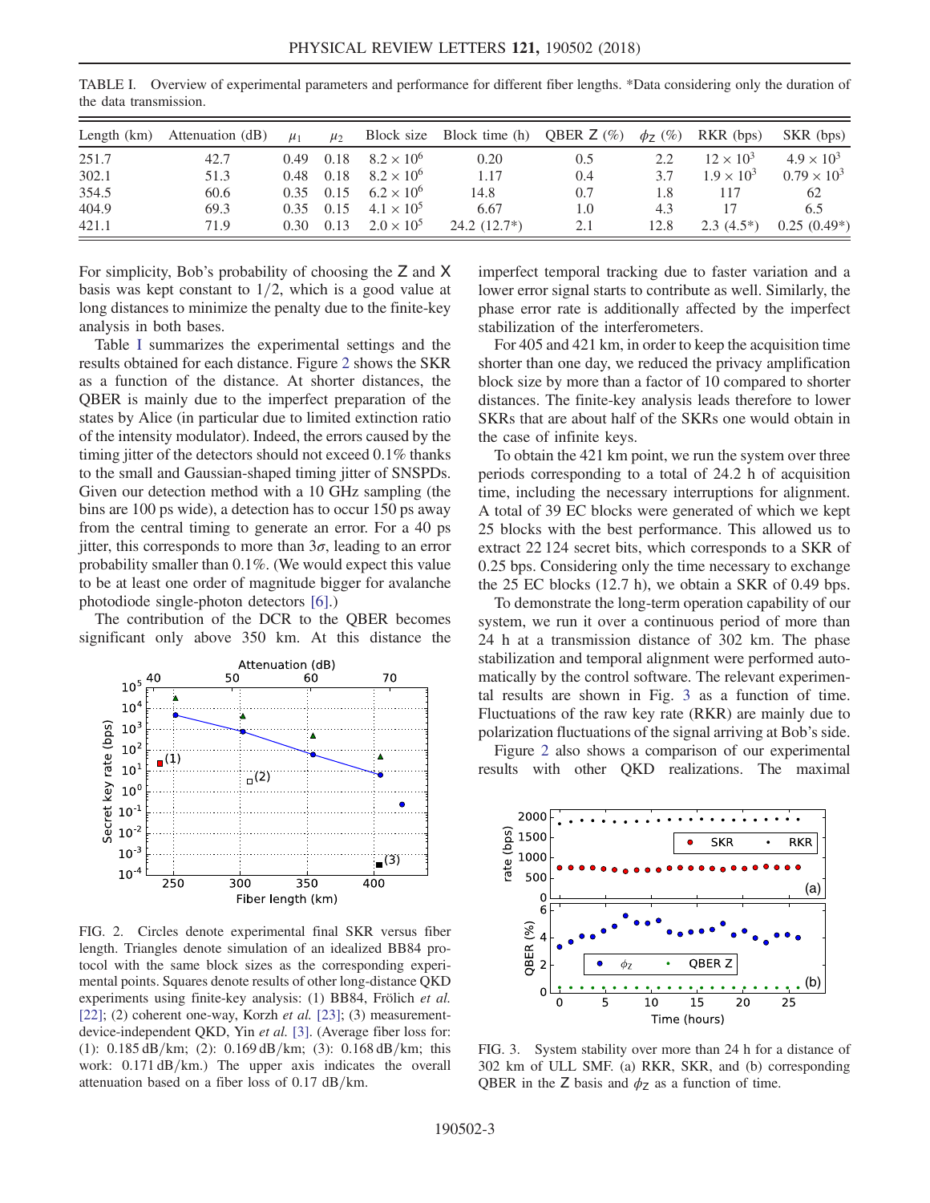TABLE I. Overview of experimental parameters and performance for different fiber lengths. *Data considering only the duration of the data transmission.

| Length (km) | Attenuation (dB) | $\mu_1$ | $\mu_2$ | Block size | Block time (h) | QBER Z (%) | $\phi_Z$ (%) | RKR (bps) | SKR (bps) |
|---|---|---|---|---|---|---|---|---|---|
| 251.7 | 42.7 | 0.49 | 0.18 | $8.2 \times 10^6$ | 0.20 | 0.5 | 2.2 | $12 \times 10^3$ | $4.9 \times 10^3$ |
| 302.1 | 51.3 | 0.48 | 0.18 | $8.2 \times 10^6$ | 1.17 | 0.4 | 3.7 | $1.9 \times 10^3$ | $0.79 \times 10^3$ |
| 354.5 | 60.6 | 0.35 | 0.15 | $6.2 \times 10^6$ | 14.8 | 0.7 | 1.8 | 117 | 62 |
| 404.9 | 69.3 | 0.35 | 0.15 | $4.1 \times 10^5$ | 6.67 | 1.0 | 4.3 | 17 | 6.5 |
| 421.1 | 71.9 | 0.30 | 0.13 | $2.0 \times 10^5$ | 24.2 (12.7*) | 2.1 | 12.8 | 2.3 (4.5*) | 0.25 (0.49*) |

For simplicity, Bob's probability of choosing the Z and X basis was kept constant to 1/2, which is a good value at long distances to minimize the penalty due to the finite-key analysis in both bases.

Table I summarizes the experimental settings and the results obtained for each distance. Figure 2 shows the SKR as a function of the distance. At shorter distances, the QBER is mainly due to the imperfect preparation of the states by Alice (in particular due to limited extinction ratio of the intensity modulator). Indeed, the errors caused by the timing jitter of the detectors should not exceed 0.1% thanks to the small and Gaussian-shaped timing jitter of SNSPDs. Given our detection method with a 10 GHz sampling (the bins are 100 ps wide), a detection has to occur 150 ps away from the central timing to generate an error. For a 40 ps jitter, this corresponds to more than $3\sigma$, leading to an error probability smaller than 0.1%. (We would expect this value to be at least one order of magnitude bigger for avalanche photodiode single-photon detectors [6].)

The contribution of the DCR to the QBER becomes significant only above 350 km. At this distance the imperfect temporal tracking due to faster variation and a lower error signal starts to contribute as well. Similarly, the phase error rate is additionally affected by the imperfect stabilization of the interferometers.

FIG. 2. Circles denote experimental final SKR versus fiber length. Triangles denote simulation of an idealized BB84 protocol with the same block sizes as the corresponding experimental points. Squares denote results of other long-distance QKD experiments using finite-key analysis: (1) BB84, Frölich *et al.* [22]; (2) coherent one-way, Korzh *et al.* [23]; (3) measurement-device-independent QKD, Yin *et al.* [3]. (Average fiber loss for: (1): 0.185 dB/km; (2): 0.169 dB/km; (3): 0.168 dB/km; this work: 0.171 dB/km.) The upper axis indicates the overall attenuation based on a fiber loss of 0.17 dB/km.

For 405 and 421 km, in order to keep the acquisition time shorter than one day, we reduced the privacy amplification block size by more than a factor of 10 compared to shorter distances. The finite-key analysis leads therefore to lower SKRs that are about half of the SKRs one would obtain in the case of infinite keys.

To obtain the 421 km point, we run the system over three periods corresponding to a total of 24.2 h of acquisition time, including the necessary interruptions for alignment. A total of 39 EC blocks were generated of which we kept 25 blocks with the best performance. This allowed us to extract 22 124 secret bits, which corresponds to a SKR of 0.25 bps. Considering only the time necessary to exchange the 25 EC blocks (12.7 h), we obtain a SKR of 0.49 bps.

To demonstrate the long-term operation capability of our system, we run it over a continuous period of more than 24 h at a transmission distance of 302 km. The phase stabilization and temporal alignment were performed automatically by the control software. The relevant experimental results are shown in Fig. 3 as a function of time. Fluctuations of the raw key rate (RKR) are mainly due to polarization fluctuations of the signal arriving at Bob's side.

Figure 2 also shows a comparison of our experimental results with other QKD realizations. The maximal

FIG. 3. System stability over more than 24 h for a distance of 302 km of ULL SMF. (a) RKR, SKR, and (b) corresponding QBER in the Z basis and $\phi_Z$ as a function of time.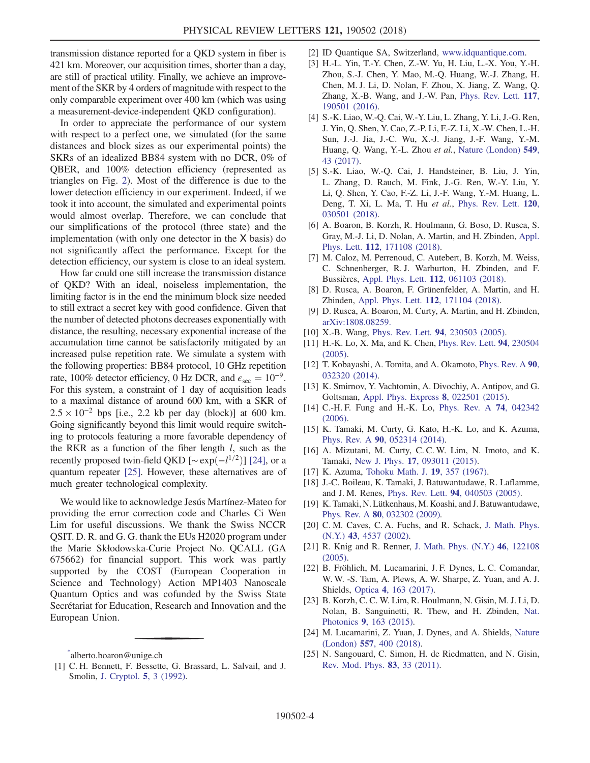transmission distance reported for a QKD system in fiber is 421 km. Moreover, our acquisition times, shorter than a day, are still of practical utility. Finally, we achieve an improvement of the SKR by 4 orders of magnitude with respect to the only comparable experiment over 400 km (which was using a measurement-device-independent QKD configuration).

In order to appreciate the performance of our system with respect to a perfect one, we simulated (for the same distances and block sizes as our experimental points) the SKRs of an idealized BB84 system with no DCR, 0% of QBER, and 100% detection efficiency (represented as triangles on Fig. 2). Most of the difference is due to the lower detection efficiency in our experiment. Indeed, if we took it into account, the simulated and experimental points would almost overlap. Therefore, we can conclude that our simplifications of the protocol (three state) and the implementation (with only one detector in the X basis) do not significantly affect the performance. Except for the detection efficiency, our system is close to an ideal system.

How far could one still increase the transmission distance of QKD? With an ideal, noiseless implementation, the limiting factor is in the end the minimum block size needed to still extract a secret key with good confidence. Given that the number of detected photons decreases exponentially with distance, the resulting, necessary exponential increase of the accumulation time cannot be satisfactorily mitigated by an increased pulse repetition rate. We simulate a system with the following properties: BB84 protocol, 10 GHz repetition rate, 100% detector efficiency, 0 Hz DCR, and $\epsilon_{\mathrm{sec}} = 10^{-9}$. For this system, a constraint of 1 day of acquisition leads to a maximal distance of around 600 km, with a SKR of $2.5 \times 10^{-2}$ bps [i.e., 2.2 kb per day (block)] at 600 km. Going significantly beyond this limit would require switching to protocols featuring a more favorable dependency of the RKR as a function of the fiber length $l$, such as the recently proposed twin-field QKD [$\sim \exp(-l^{1/2})$] [24], or a quantum repeater [25]. However, these alternatives are of much greater technological complexity.

We would like to acknowledge Jesús Martínez-Mateo for providing the error correction code and Charles Ci Wen Lim for useful discussions. We thank the Swiss NCCR QSIT. D. R. and G. G. thank the EUs H2020 program under the Marie Skłodowska-Curie Project No. QCALL (GA 675662) for financial support. This work was partly supported by the COST (European Cooperation in Science and Technology) Action MP1403 Nanoscale Quantum Optics and was cofunded by the Swiss State Secrétariat for Education, Research and Innovation and the European Union.

---

[*] alberto.boaron@unige.ch

[1] C. H. Bennett, F. Bessette, G. Brassard, L. Salvail, and J. Smolin, J. Cryptol. **5**, 3 (1992).

[2] ID Quantique SA, Switzerland, www.idquantique.com.

[3] H.-L. Yin, T.-Y. Chen, Z.-W. Yu, H. Liu, L.-X. You, Y.-H. Zhou, S.-J. Chen, Y. Mao, M.-Q. Huang, W.-J. Zhang, H. Chen, M. J. Li, D. Nolan, F. Zhou, X. Jiang, Z. Wang, Q. Zhang, X.-B. Wang, and J.-W. Pan, Phys. Rev. Lett. **117**, 190501 (2016).

[4] S.-K. Liao, W.-Q. Cai, W.-Y. Liu, L. Zhang, Y. Li, J.-G. Ren, J. Yin, Q. Shen, Y. Cao, Z.-P. Li, F.-Z. Li, X.-W. Chen, L.-H. Sun, J.-J. Jia, J.-C. Wu, X.-J. Jiang, J.-F. Wang, Y.-M. Huang, Q. Wang, Y.-L. Zhou *et al.*, Nature (London) **549**, 43 (2017).

[5] S.-K. Liao, W.-Q. Cai, J. Handsteiner, B. Liu, J. Yin, L. Zhang, D. Rauch, M. Fink, J.-G. Ren, W.-Y. Liu, Y. Li, Q. Shen, Y. Cao, F.-Z. Li, J.-F. Wang, Y.-M. Huang, L. Deng, T. Xi, L. Ma, T. Hu *et al.*, Phys. Rev. Lett. **120**, 030501 (2018).

[6] A. Boaron, B. Korzh, R. Houlmann, G. Boso, D. Rusca, S. Gray, M.-J. Li, D. Nolan, A. Martin, and H. Zbinden, Appl. Phys. Lett. **112**, 171108 (2018).

[7] M. Caloz, M. Perrenoud, C. Autebert, B. Korzh, M. Weiss, C. Schnenberger, R. J. Warburton, H. Zbinden, and F. Bussières, Appl. Phys. Lett. **112**, 061103 (2018).

[8] D. Rusca, A. Boaron, F. Grünenfelder, A. Martin, and H. Zbinden, Appl. Phys. Lett. **112**, 171104 (2018).

[9] D. Rusca, A. Boaron, M. Curty, A. Martin, and H. Zbinden, arXiv:1808.08259.

[10] X.-B. Wang, Phys. Rev. Lett. **94**, 230503 (2005).

[11] H.-K. Lo, X. Ma, and K. Chen, Phys. Rev. Lett. **94**, 230504 (2005).

[12] T. Kobayashi, A. Tomita, and A. Okamoto, Phys. Rev. A **90**, 032320 (2014).

[13] K. Smirnov, Y. Vachtomin, A. Divochiy, A. Antipov, and G. Goltsman, Appl. Phys. Express **8**, 022501 (2015).

[14] C.-H. F. Fung and H.-K. Lo, Phys. Rev. A **74**, 042342 (2006).

[15] K. Tamaki, M. Curty, G. Kato, H.-K. Lo, and K. Azuma, Phys. Rev. A **90**, 052314 (2014).

[16] A. Mizutani, M. Curty, C. C. W. Lim, N. Imoto, and K. Tamaki, New J. Phys. **17**, 093011 (2015).

[17] K. Azuma, Tohoku Math. J. **19**, 357 (1967).

[18] J.-C. Boileau, K. Tamaki, J. Batuwantudawe, R. Laflamme, and J. M. Renes, Phys. Rev. Lett. **94**, 040503 (2005).

[19] K. Tamaki, N. Lütkenhaus, M. Koashi, and J. Batuwantudawe, Phys. Rev. A **80**, 032302 (2009).

[20] C. M. Caves, C. A. Fuchs, and R. Schack, J. Math. Phys. (N.Y.) **43**, 4537 (2002).

[21] R. Knig and R. Renner, J. Math. Phys. (N.Y.) **46**, 122108 (2005).

[22] B. Fröhlich, M. Lucamarini, J. F. Dynes, L. C. Comandar, W. W. -S. Tam, A. Plews, A. W. Sharpe, Z. Yuan, and A. J. Shields, Optica **4**, 163 (2017).

[23] B. Korzh, C. C. W. Lim, R. Houlmann, N. Gisin, M. J. Li, D. Nolan, B. Sanguinetti, R. Thew, and H. Zbinden, Nat. Photonics **9**, 163 (2015).

[24] M. Lucamarini, Z. Yuan, J. Dynes, and A. Shields, Nature (London) **557**, 400 (2018).

[25] N. Sangouard, C. Simon, H. de Riedmatten, and N. Gisin, Rev. Mod. Phys. **83**, 33 (2011).